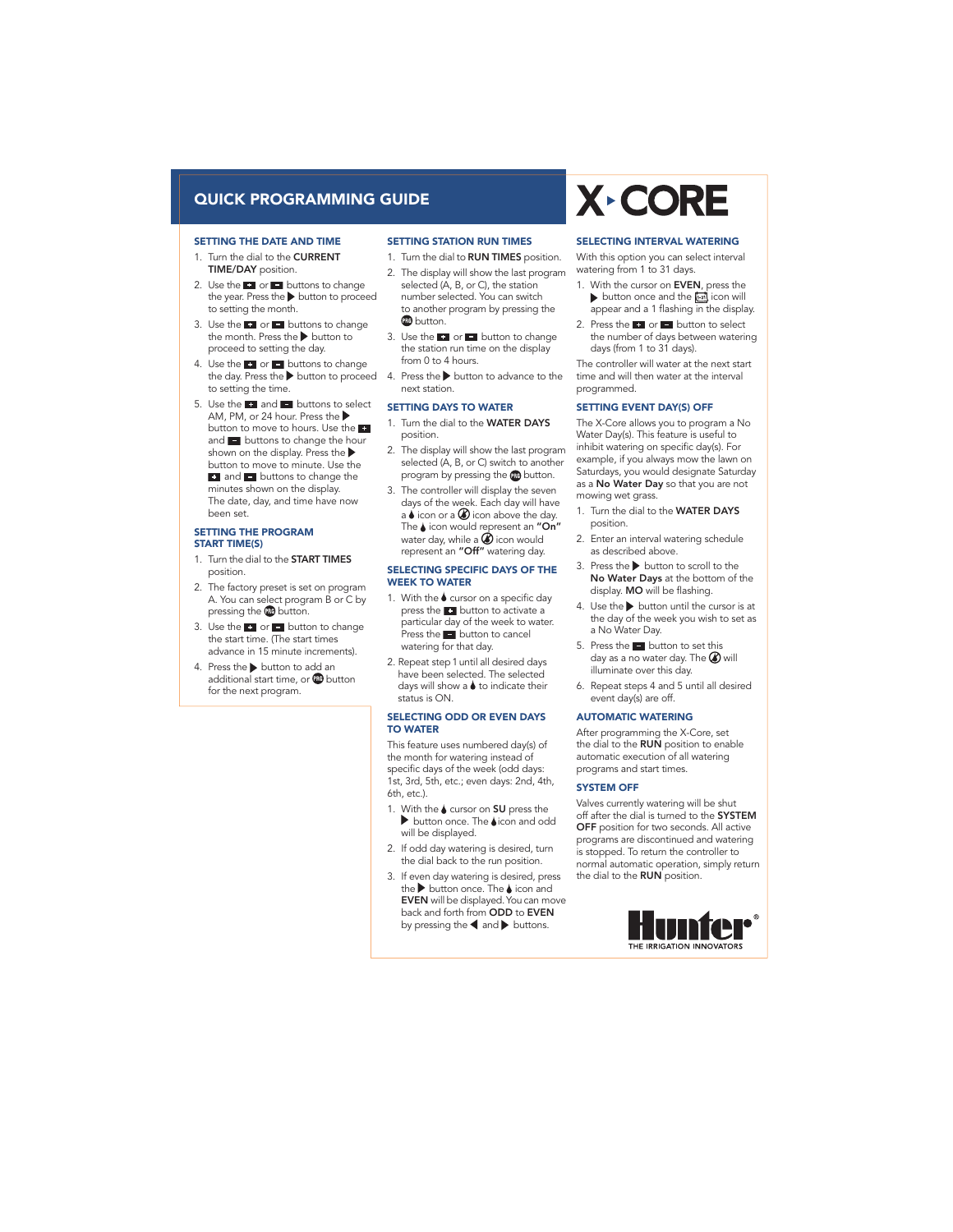# QUICK PROGRAMMING GUIDE

# X-CORE

## SETTING THE DATE AND TIME

1. Turn the dial to the **CURRENT TIME/DAY** position.
2. Use the + or − buttons to change the year. Press the ▶ button to proceed to setting the month.
3. Use the + or − buttons to change the month. Press the ▶ button to proceed to setting the day.
4. Use the + or − buttons to change the day. Press the ▶ button to proceed to setting the time.
5. Use the + and − buttons to select AM, PM, or 24 hour. Press the ▶ button to move to hours. Use the + and − buttons to change the hour shown on the display. Press the ▶ button to move to minute. Use the + and − buttons to change the minutes shown on the display. The date, day, and time have now been set.

## SETTING THE PROGRAM START TIME(S)

1. Turn the dial to the **START TIMES** position.
2. The factory preset is set on program A. You can select program B or C by pressing the PRG button.
3. Use the + or − button to change the start time. (The start times advance in 15 minute increments).
4. Press the ▶ button to add an additional start time, or PRG button for the next program.

## SETTING STATION RUN TIMES

1. Turn the dial to **RUN TIMES** position.
2. The display will show the last program selected (A, B, or C), the station number selected. You can switch to another program by pressing the PRG button.
3. Use the + or − button to change the station run time on the display from 0 to 4 hours.
4. Press the ▶ button to advance to the next station.

## SETTING DAYS TO WATER

1. Turn the dial to the **WATER DAYS** position.
2. The display will show the last program selected (A, B, or C) switch to another program by pressing the PRG button.
3. The controller will display the seven days of the week. Each day will have a 💧 icon or a 🚫 icon above the day. The 💧 icon would represent an **"On"** water day, while a 🚫 icon would represent an **"Off"** watering day.

## SELECTING SPECIFIC DAYS OF THE WEEK TO WATER

1. With the 💧 cursor on a specific day press the + button to activate a particular day of the week to water. Press the − button to cancel watering for that day.
2. Repeat step 1 until all desired days have been selected. The selected days will show a 💧 to indicate their status is ON.

## SELECTING ODD OR EVEN DAYS TO WATER

This feature uses numbered day(s) of the month for watering instead of specific days of the week (odd days: 1st, 3rd, 5th, etc.; even days: 2nd, 4th, 6th, etc.).

1. With the 💧 cursor on **SU** press the ▶ button once. The 💧 icon and odd will be displayed.
2. If odd day watering is desired, turn the dial back to the run position.
3. If even day watering is desired, press the ▶ button once. The 💧 icon and **EVEN** will be displayed. You can move back and forth from **ODD** to **EVEN** by pressing the ◀ and ▶ buttons.

## SELECTING INTERVAL WATERING

With this option you can select interval watering from 1 to 31 days.

1. With the cursor on **EVEN**, press the ▶ button once and the calendar icon will appear and a 1 flashing in the display.
2. Press the + or − button to select the number of days between watering days (from 1 to 31 days).

The controller will water at the next start time and will then water at the interval programmed.

## SETTING EVENT DAY(S) OFF

The X-Core allows you to program a No Water Day(s). This feature is useful to inhibit watering on specific day(s). For example, if you always mow the lawn on Saturdays, you would designate Saturday as a **No Water Day** so that you are not mowing wet grass.

1. Turn the dial to the **WATER DAYS** position.
2. Enter an interval watering schedule as described above.
3. Press the ▶ button to scroll to the **No Water Days** at the bottom of the display. **MO** will be flashing.
4. Use the ▶ button until the cursor is at the day of the week you wish to set as a No Water Day.
5. Press the − button to set this day as a no water day. The 🚫 will illuminate over this day.
6. Repeat steps 4 and 5 until all desired event day(s) are off.

## AUTOMATIC WATERING

After programming the X-Core, set the dial to the **RUN** position to enable automatic execution of all watering programs and start times.

## SYSTEM OFF

Valves currently watering will be shut off after the dial is turned to the **SYSTEM OFF** position for two seconds. All active programs are discontinued and watering is stopped. To return the controller to normal automatic operation, simply return the dial to the **RUN** position.

Hunter®
THE IRRIGATION INNOVATORS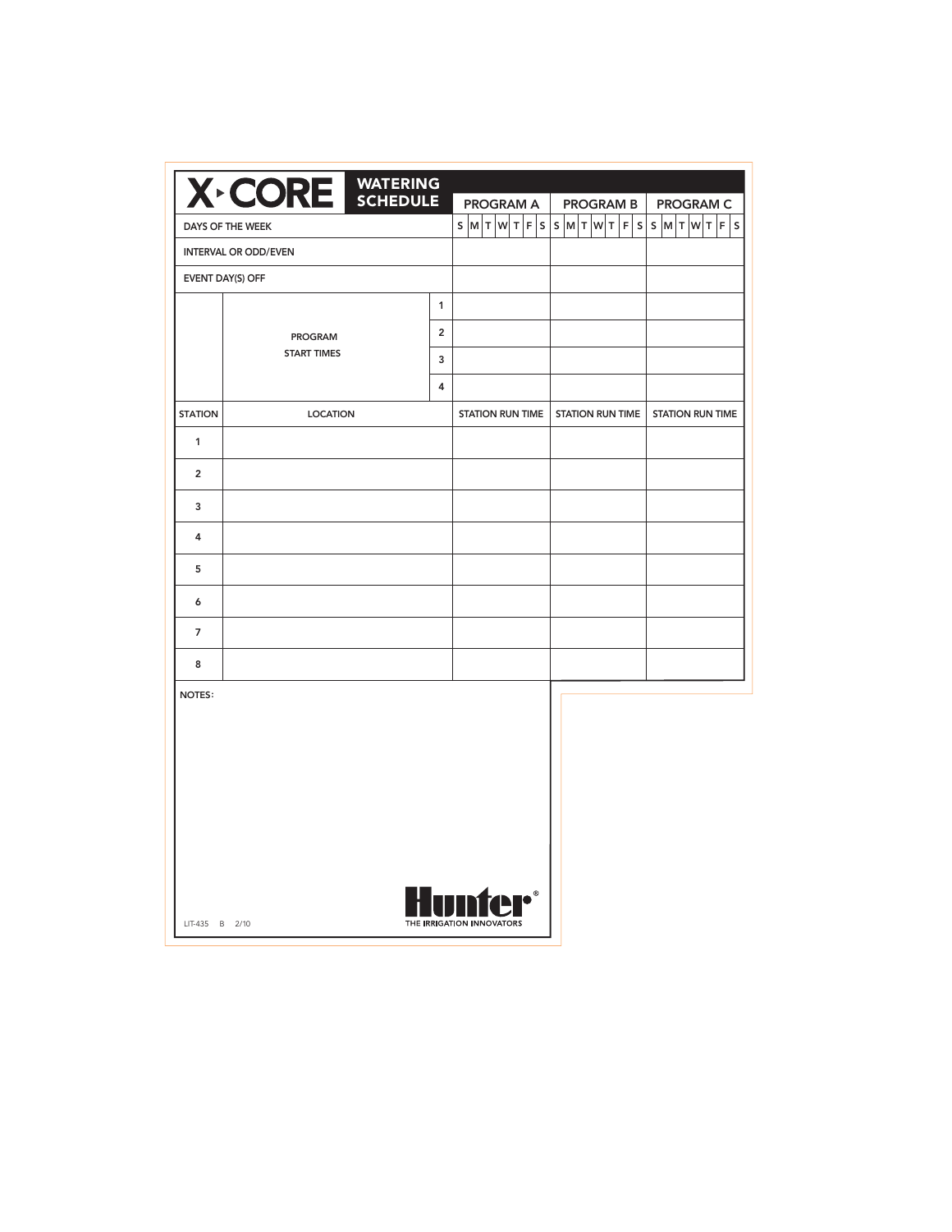# X-CORE WATERING SCHEDULE

| | | | PROGRAM A | PROGRAM B | PROGRAM C |
|---|---|---|---|---|---|
| DAYS OF THE WEEK | | | S M T W T F S | S M T W T F S | S M T W T F S |
| INTERVAL OR ODD/EVEN | | | | | |
| EVENT DAY(S) OFF | | | | | |
| | PROGRAM START TIMES | 1 | | | |
| | | 2 | | | |
| | | 3 | | | |
| | | 4 | | | |
| STATION | LOCATION | | STATION RUN TIME | STATION RUN TIME | STATION RUN TIME |
| 1 | | | | | |
| 2 | | | | | |
| 3 | | | | | |
| 4 | | | | | |
| 5 | | | | | |
| 6 | | | | | |
| 7 | | | | | |
| 8 | | | | | |

NOTES:

Hunter®
THE IRRIGATION INNOVATORS

LIT-435 B 2/10